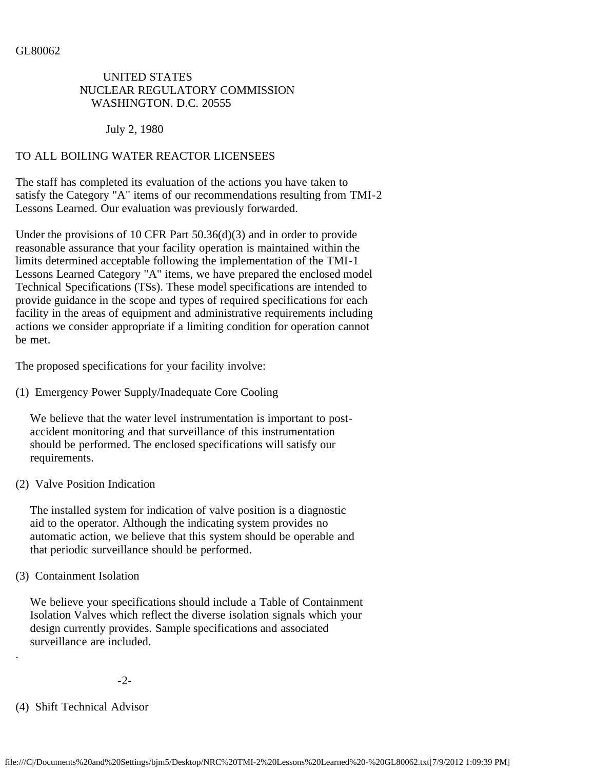GL80062

UNITED STATES
NUCLEAR REGULATORY COMMISSION
WASHINGTON. D.C. 20555

July 2, 1980

TO ALL BOILING WATER REACTOR LICENSEES

The staff has completed its evaluation of the actions you have taken to satisfy the Category "A" items of our recommendations resulting from TMI-2 Lessons Learned. Our evaluation was previously forwarded.

Under the provisions of 10 CFR Part 50.36(d)(3) and in order to provide reasonable assurance that your facility operation is maintained within the limits determined acceptable following the implementation of the TMI-1 Lessons Learned Category "A" items, we have prepared the enclosed model Technical Specifications (TSs). These model specifications are intended to provide guidance in the scope and types of required specifications for each facility in the areas of equipment and administrative requirements including actions we consider appropriate if a limiting condition for operation cannot be met.

The proposed specifications for your facility involve:

(1) Emergency Power Supply/Inadequate Core Cooling

We believe that the water level instrumentation is important to post-accident monitoring and that surveillance of this instrumentation should be performed. The enclosed specifications will satisfy our requirements.

(2) Valve Position Indication

The installed system for indication of valve position is a diagnostic aid to the operator. Although the indicating system provides no automatic action, we believe that this system should be operable and that periodic surveillance should be performed.

(3) Containment Isolation

We believe your specifications should include a Table of Containment Isolation Valves which reflect the diverse isolation signals which your design currently provides. Sample specifications and associated surveillance are included.

(4) Shift Technical Advisor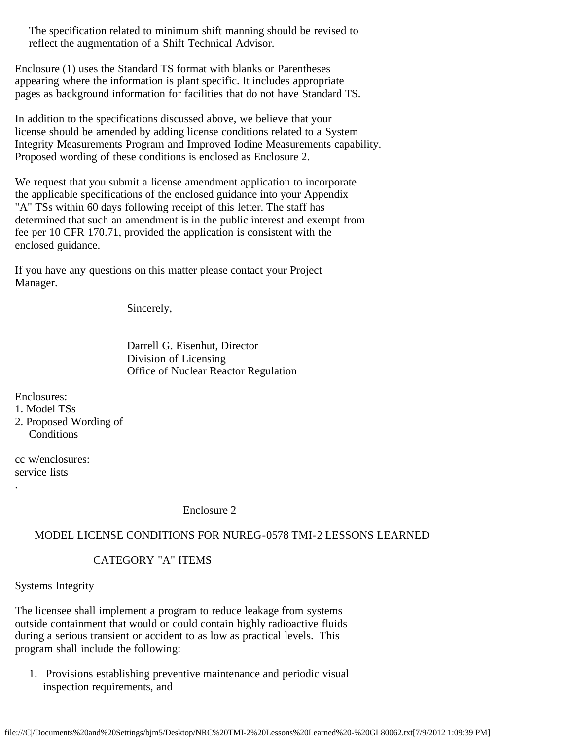The specification related to minimum shift manning should be revised to reflect the augmentation of a Shift Technical Advisor.

Enclosure (1) uses the Standard TS format with blanks or Parentheses appearing where the information is plant specific. It includes appropriate pages as background information for facilities that do not have Standard TS.

In addition to the specifications discussed above, we believe that your license should be amended by adding license conditions related to a System Integrity Measurements Program and Improved Iodine Measurements capability. Proposed wording of these conditions is enclosed as Enclosure 2.

We request that you submit a license amendment application to incorporate the applicable specifications of the enclosed guidance into your Appendix "A" TSs within 60 days following receipt of this letter. The staff has determined that such an amendment is in the public interest and exempt from fee per 10 CFR 170.71, provided the application is consistent with the enclosed guidance.

If you have any questions on this matter please contact your Project Manager.

Sincerely,

Darrell G. Eisenhut, Director
Division of Licensing
Office of Nuclear Reactor Regulation

Enclosures:
1. Model TSs
2. Proposed Wording of Conditions

cc w/enclosures:
service lists

Enclosure 2

## MODEL LICENSE CONDITIONS FOR NUREG-0578 TMI-2 LESSONS LEARNED

## CATEGORY "A" ITEMS

Systems Integrity

The licensee shall implement a program to reduce leakage from systems outside containment that would or could contain highly radioactive fluids during a serious transient or accident to as low as practical levels. This program shall include the following:

1. Provisions establishing preventive maintenance and periodic visual inspection requirements, and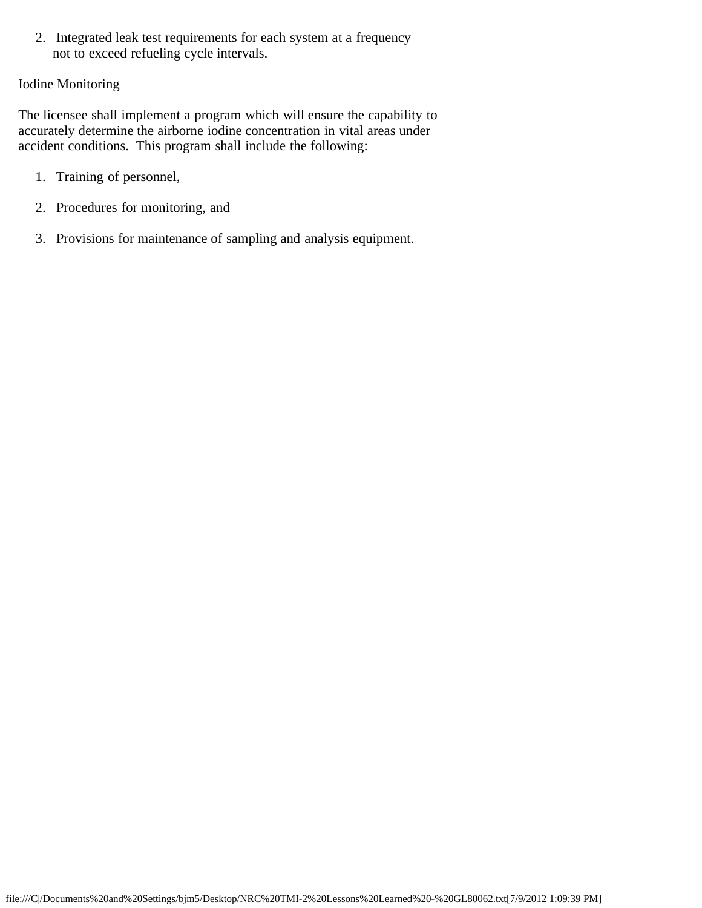2. Integrated leak test requirements for each system at a frequency not to exceed refueling cycle intervals.

Iodine Monitoring

The licensee shall implement a program which will ensure the capability to accurately determine the airborne iodine concentration in vital areas under accident conditions. This program shall include the following:

1. Training of personnel,
2. Procedures for monitoring, and
3. Provisions for maintenance of sampling and analysis equipment.